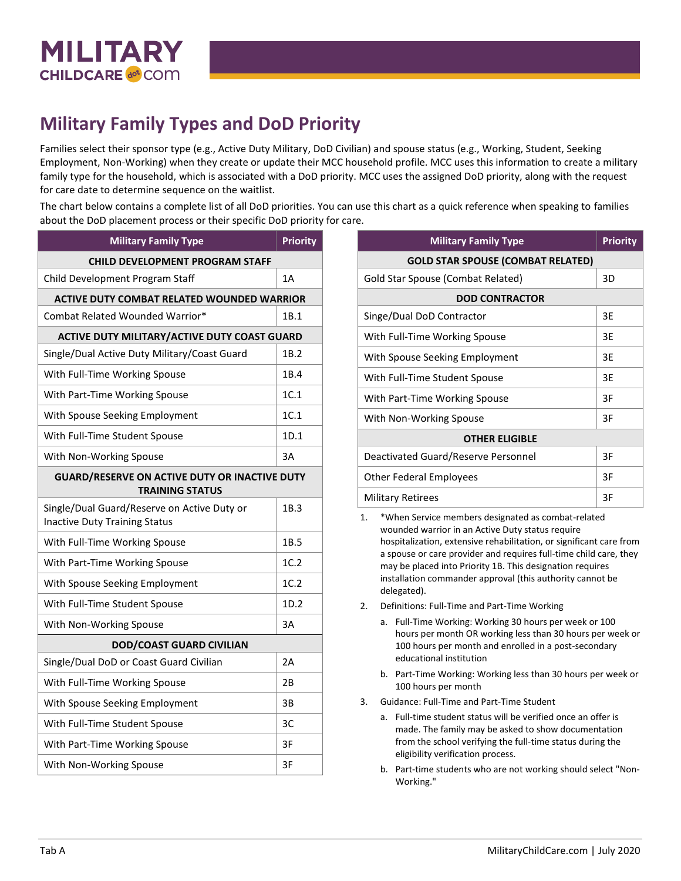# Military Family Types and DoD Priority

Families select their sponsor type (e.g., Active Duty Military, DoD Civilian) and spouse status (e.g., Working, Student, Seeking Employment, Non-Working) when they create or update their MCC household profile. MCC uses this information to create a military family type for the household, which is associated with a DoD priority. MCC uses the assigned DoD priority, along with the request for care date to determine sequence on the waitlist.

The chart below contains a complete list of all DoD priorities. You can use this chart as a quick reference when speaking to families about the DoD placement process or their specific DoD priority for care.

| Military Family Type | Priority |
|---|---|
| **CHILD DEVELOPMENT PROGRAM STAFF** | |
| Child Development Program Staff | 1A |
| **ACTIVE DUTY COMBAT RELATED WOUNDED WARRIOR** | |
| Combat Related Wounded Warrior* | 1B.1 |
| **ACTIVE DUTY MILITARY/ACTIVE DUTY COAST GUARD** | |
| Single/Dual Active Duty Military/Coast Guard | 1B.2 |
| With Full-Time Working Spouse | 1B.4 |
| With Part-Time Working Spouse | 1C.1 |
| With Spouse Seeking Employment | 1C.1 |
| With Full-Time Student Spouse | 1D.1 |
| With Non-Working Spouse | 3A |
| **GUARD/RESERVE ON ACTIVE DUTY OR INACTIVE DUTY TRAINING STATUS** | |
| Single/Dual Guard/Reserve on Active Duty or Inactive Duty Training Status | 1B.3 |
| With Full-Time Working Spouse | 1B.5 |
| With Part-Time Working Spouse | 1C.2 |
| With Spouse Seeking Employment | 1C.2 |
| With Full-Time Student Spouse | 1D.2 |
| With Non-Working Spouse | 3A |
| **DOD/COAST GUARD CIVILIAN** | |
| Single/Dual DoD or Coast Guard Civilian | 2A |
| With Full-Time Working Spouse | 2B |
| With Spouse Seeking Employment | 3B |
| With Full-Time Student Spouse | 3C |
| With Part-Time Working Spouse | 3F |
| With Non-Working Spouse | 3F |

| Military Family Type | Priority |
|---|---|
| **GOLD STAR SPOUSE (COMBAT RELATED)** | |
| Gold Star Spouse (Combat Related) | 3D |
| **DOD CONTRACTOR** | |
| Singe/Dual DoD Contractor | 3E |
| With Full-Time Working Spouse | 3E |
| With Spouse Seeking Employment | 3E |
| With Full-Time Student Spouse | 3E |
| With Part-Time Working Spouse | 3F |
| With Non-Working Spouse | 3F |
| **OTHER ELIGIBLE** | |
| Deactivated Guard/Reserve Personnel | 3F |
| Other Federal Employees | 3F |
| Military Retirees | 3F |

1. *When Service members designated as combat-related wounded warrior in an Active Duty status require hospitalization, extensive rehabilitation, or significant care from a spouse or care provider and requires full-time child care, they may be placed into Priority 1B. This designation requires installation commander approval (this authority cannot be delegated).
2. Definitions: Full-Time and Part-Time Working
   a. Full-Time Working: Working 30 hours per week or 100 hours per month OR working less than 30 hours per week or 100 hours per month and enrolled in a post-secondary educational institution
   b. Part-Time Working: Working less than 30 hours per week or 100 hours per month
3. Guidance: Full-Time and Part-Time Student
   a. Full-time student status will be verified once an offer is made. The family may be asked to show documentation from the school verifying the full-time status during the eligibility verification process.
   b. Part-time students who are not working should select "Non-Working."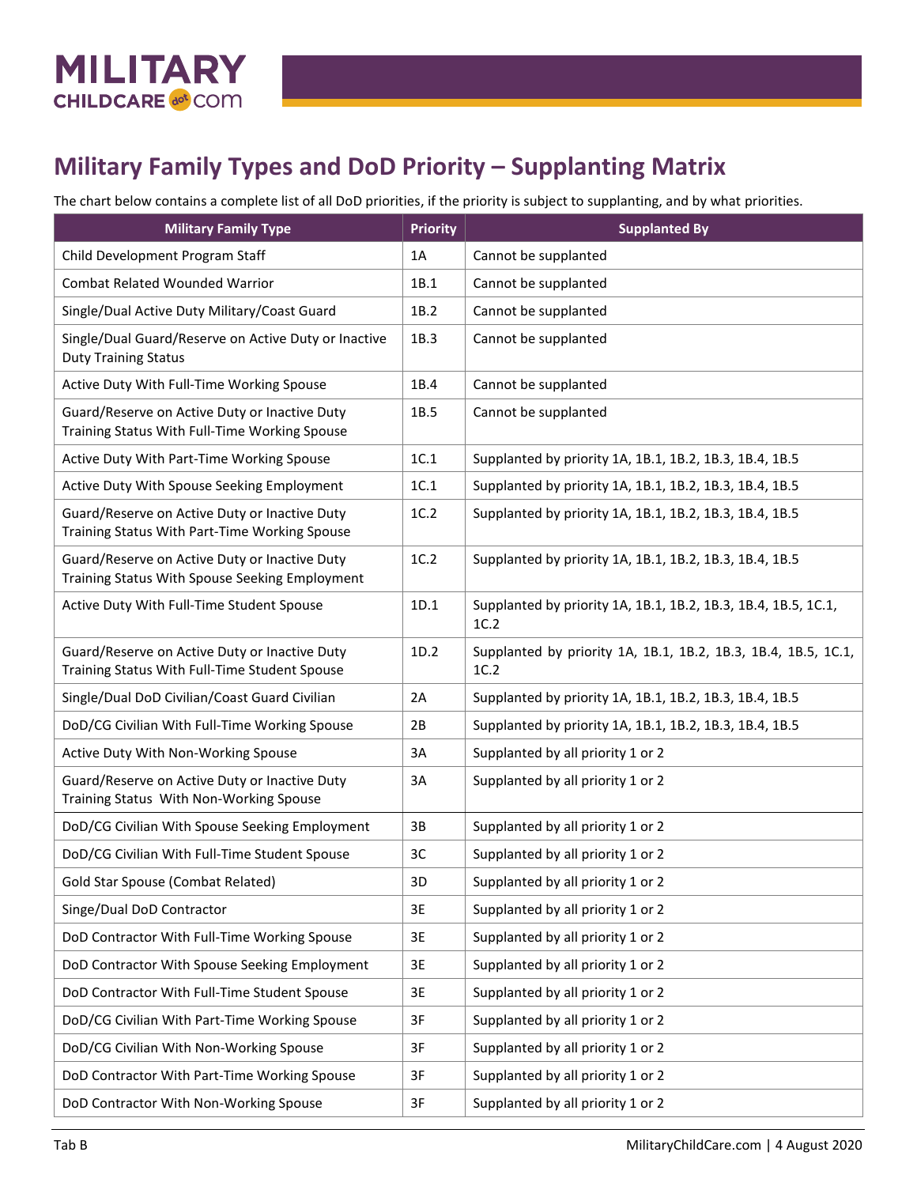# Military Family Types and DoD Priority – Supplanting Matrix

The chart below contains a complete list of all DoD priorities, if the priority is subject to supplanting, and by what priorities.

| Military Family Type | Priority | Supplanted By |
|---|---|---|
| Child Development Program Staff | 1A | Cannot be supplanted |
| Combat Related Wounded Warrior | 1B.1 | Cannot be supplanted |
| Single/Dual Active Duty Military/Coast Guard | 1B.2 | Cannot be supplanted |
| Single/Dual Guard/Reserve on Active Duty or Inactive Duty Training Status | 1B.3 | Cannot be supplanted |
| Active Duty With Full-Time Working Spouse | 1B.4 | Cannot be supplanted |
| Guard/Reserve on Active Duty or Inactive Duty Training Status With Full-Time Working Spouse | 1B.5 | Cannot be supplanted |
| Active Duty With Part-Time Working Spouse | 1C.1 | Supplanted by priority 1A, 1B.1, 1B.2, 1B.3, 1B.4, 1B.5 |
| Active Duty With Spouse Seeking Employment | 1C.1 | Supplanted by priority 1A, 1B.1, 1B.2, 1B.3, 1B.4, 1B.5 |
| Guard/Reserve on Active Duty or Inactive Duty Training Status With Part-Time Working Spouse | 1C.2 | Supplanted by priority 1A, 1B.1, 1B.2, 1B.3, 1B.4, 1B.5 |
| Guard/Reserve on Active Duty or Inactive Duty Training Status With Spouse Seeking Employment | 1C.2 | Supplanted by priority 1A, 1B.1, 1B.2, 1B.3, 1B.4, 1B.5 |
| Active Duty With Full-Time Student Spouse | 1D.1 | Supplanted by priority 1A, 1B.1, 1B.2, 1B.3, 1B.4, 1B.5, 1C.1, 1C.2 |
| Guard/Reserve on Active Duty or Inactive Duty Training Status With Full-Time Student Spouse | 1D.2 | Supplanted by priority 1A, 1B.1, 1B.2, 1B.3, 1B.4, 1B.5, 1C.1, 1C.2 |
| Single/Dual DoD Civilian/Coast Guard Civilian | 2A | Supplanted by priority 1A, 1B.1, 1B.2, 1B.3, 1B.4, 1B.5 |
| DoD/CG Civilian With Full-Time Working Spouse | 2B | Supplanted by priority 1A, 1B.1, 1B.2, 1B.3, 1B.4, 1B.5 |
| Active Duty With Non-Working Spouse | 3A | Supplanted by all priority 1 or 2 |
| Guard/Reserve on Active Duty or Inactive Duty Training Status With Non-Working Spouse | 3A | Supplanted by all priority 1 or 2 |
| DoD/CG Civilian With Spouse Seeking Employment | 3B | Supplanted by all priority 1 or 2 |
| DoD/CG Civilian With Full-Time Student Spouse | 3C | Supplanted by all priority 1 or 2 |
| Gold Star Spouse (Combat Related) | 3D | Supplanted by all priority 1 or 2 |
| Singe/Dual DoD Contractor | 3E | Supplanted by all priority 1 or 2 |
| DoD Contractor With Full-Time Working Spouse | 3E | Supplanted by all priority 1 or 2 |
| DoD Contractor With Spouse Seeking Employment | 3E | Supplanted by all priority 1 or 2 |
| DoD Contractor With Full-Time Student Spouse | 3E | Supplanted by all priority 1 or 2 |
| DoD/CG Civilian With Part-Time Working Spouse | 3F | Supplanted by all priority 1 or 2 |
| DoD/CG Civilian With Non-Working Spouse | 3F | Supplanted by all priority 1 or 2 |
| DoD Contractor With Part-Time Working Spouse | 3F | Supplanted by all priority 1 or 2 |
| DoD Contractor With Non-Working Spouse | 3F | Supplanted by all priority 1 or 2 |

Tab B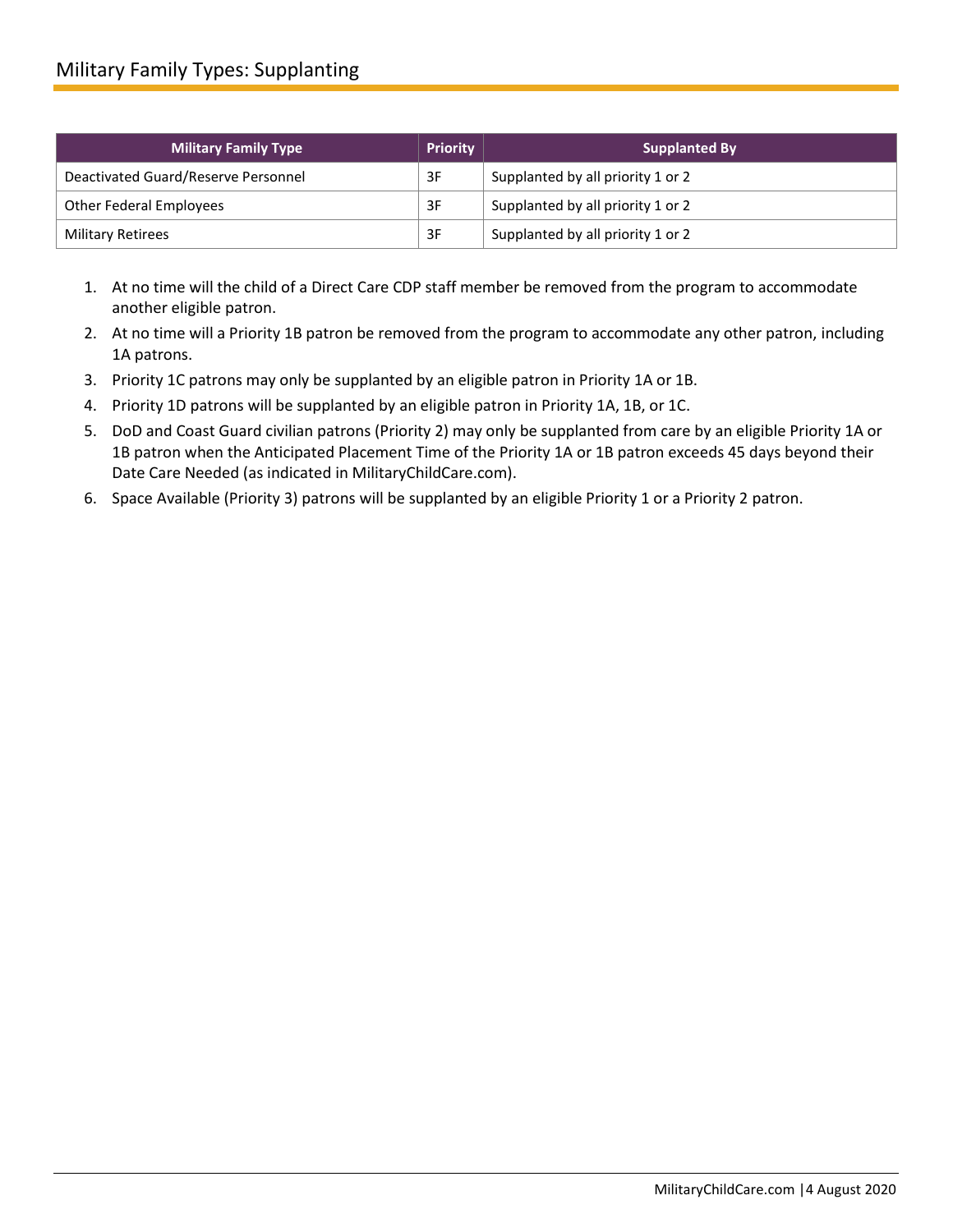## Military Family Types: Supplanting

| Military Family Type | Priority | Supplanted By |
| --- | --- | --- |
| Deactivated Guard/Reserve Personnel | 3F | Supplanted by all priority 1 or 2 |
| Other Federal Employees | 3F | Supplanted by all priority 1 or 2 |
| Military Retirees | 3F | Supplanted by all priority 1 or 2 |

1. At no time will the child of a Direct Care CDP staff member be removed from the program to accommodate another eligible patron.
2. At no time will a Priority 1B patron be removed from the program to accommodate any other patron, including 1A patrons.
3. Priority 1C patrons may only be supplanted by an eligible patron in Priority 1A or 1B.
4. Priority 1D patrons will be supplanted by an eligible patron in Priority 1A, 1B, or 1C.
5. DoD and Coast Guard civilian patrons (Priority 2) may only be supplanted from care by an eligible Priority 1A or 1B patron when the Anticipated Placement Time of the Priority 1A or 1B patron exceeds 45 days beyond their Date Care Needed (as indicated in MilitaryChildCare.com).
6. Space Available (Priority 3) patrons will be supplanted by an eligible Priority 1 or a Priority 2 patron.